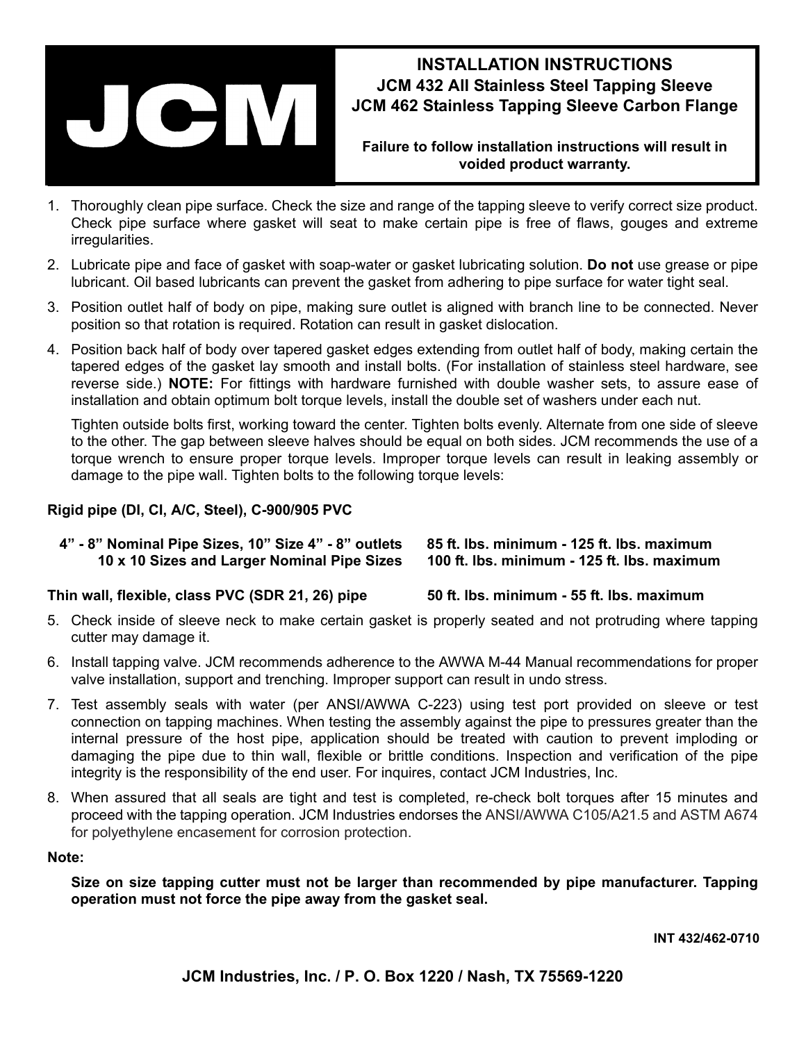# JCM

## INSTALLATION INSTRUCTIONS
## JCM 432 All Stainless Steel Tapping Sleeve
## JCM 462 Stainless Tapping Sleeve Carbon Flange

**Failure to follow installation instructions will result in voided product warranty.**

1. Thoroughly clean pipe surface. Check the size and range of the tapping sleeve to verify correct size product. Check pipe surface where gasket will seat to make certain pipe is free of flaws, gouges and extreme irregularities.

2. Lubricate pipe and face of gasket with soap-water or gasket lubricating solution. **Do not** use grease or pipe lubricant. Oil based lubricants can prevent the gasket from adhering to pipe surface for water tight seal.

3. Position outlet half of body on pipe, making sure outlet is aligned with branch line to be connected. Never position so that rotation is required. Rotation can result in gasket dislocation.

4. Position back half of body over tapered gasket edges extending from outlet half of body, making certain the tapered edges of the gasket lay smooth and install bolts. (For installation of stainless steel hardware, see reverse side.) **NOTE:** For fittings with hardware furnished with double washer sets, to assure ease of installation and obtain optimum bolt torque levels, install the double set of washers under each nut.

   Tighten outside bolts first, working toward the center. Tighten bolts evenly. Alternate from one side of sleeve to the other. The gap between sleeve halves should be equal on both sides. JCM recommends the use of a torque wrench to ensure proper torque levels. Improper torque levels can result in leaking assembly or damage to the pipe wall. Tighten bolts to the following torque levels:

**Rigid pipe (DI, CI, A/C, Steel), C-900/905 PVC**

| | |
|---|---|
| **4” - 8” Nominal Pipe Sizes, 10” Size 4” - 8” outlets** | **85 ft. lbs. minimum - 125 ft. lbs. maximum** |
| **10 x 10 Sizes and Larger Nominal Pipe Sizes** | **100 ft. lbs. minimum - 125 ft. lbs. maximum** |
| **Thin wall, flexible, class PVC (SDR 21, 26) pipe** | **50 ft. lbs. minimum - 55 ft. lbs. maximum** |

5. Check inside of sleeve neck to make certain gasket is properly seated and not protruding where tapping cutter may damage it.

6. Install tapping valve. JCM recommends adherence to the AWWA M-44 Manual recommendations for proper valve installation, support and trenching. Improper support can result in undo stress.

7. Test assembly seals with water (per ANSI/AWWA C-223) using test port provided on sleeve or test connection on tapping machines. When testing the assembly against the pipe to pressures greater than the internal pressure of the host pipe, application should be treated with caution to prevent imploding or damaging the pipe due to thin wall, flexible or brittle conditions. Inspection and verification of the pipe integrity is the responsibility of the end user. For inquires, contact JCM Industries, Inc.

8. When assured that all seals are tight and test is completed, re-check bolt torques after 15 minutes and proceed with the tapping operation. JCM Industries endorses the ANSI/AWWA C105/A21.5 and ASTM A674 for polyethylene encasement for corrosion protection.

**Note:**

**Size on size tapping cutter must not be larger than recommended by pipe manufacturer. Tapping operation must not force the pipe away from the gasket seal.**

**INT 432/462-0710**

**JCM Industries, Inc. / P. O. Box 1220 / Nash, TX 75569-1220**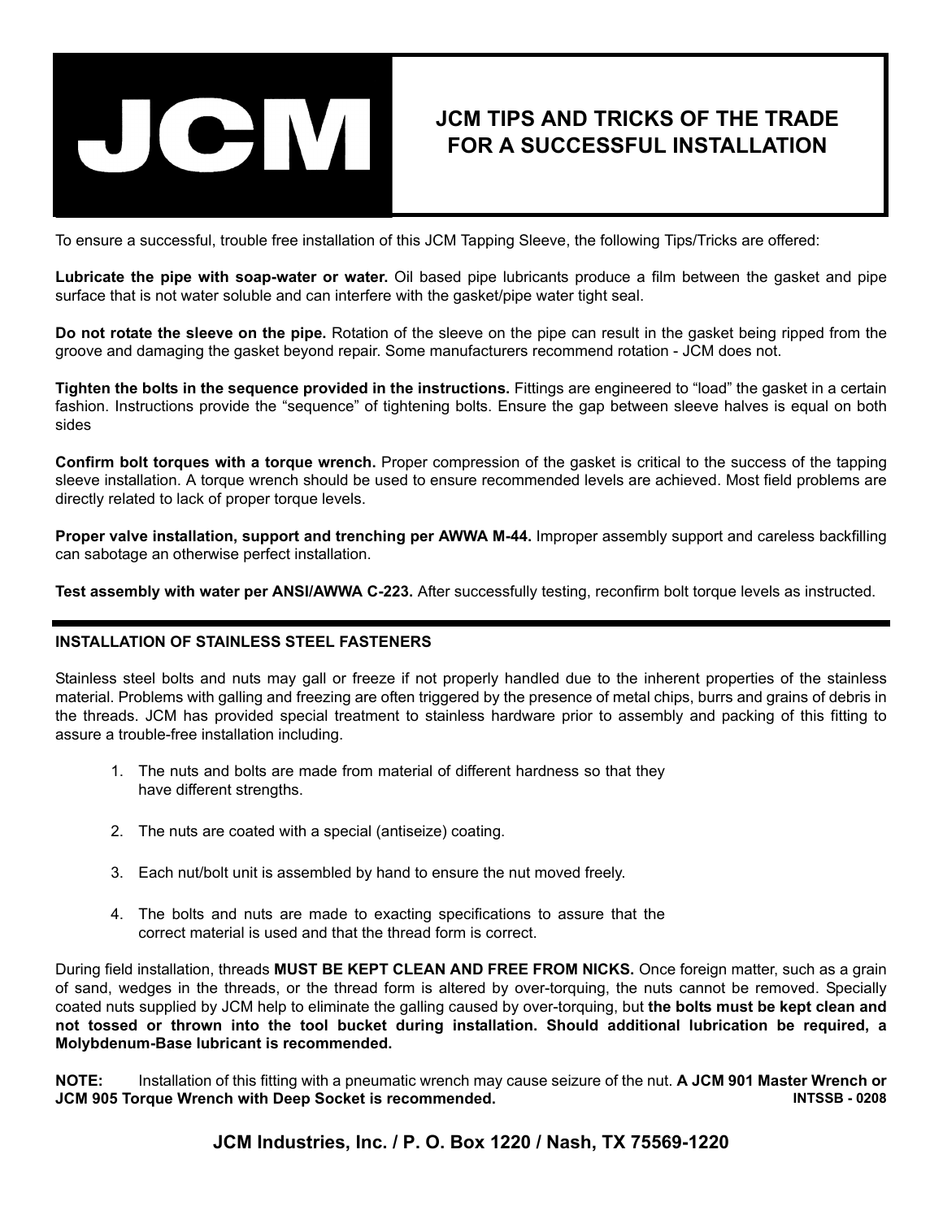# JCM

## JCM TIPS AND TRICKS OF THE TRADE FOR A SUCCESSFUL INSTALLATION

To ensure a successful, trouble free installation of this JCM Tapping Sleeve, the following Tips/Tricks are offered:

**Lubricate the pipe with soap-water or water.** Oil based pipe lubricants produce a film between the gasket and pipe surface that is not water soluble and can interfere with the gasket/pipe water tight seal.

**Do not rotate the sleeve on the pipe.** Rotation of the sleeve on the pipe can result in the gasket being ripped from the groove and damaging the gasket beyond repair. Some manufacturers recommend rotation - JCM does not.

**Tighten the bolts in the sequence provided in the instructions.** Fittings are engineered to "load" the gasket in a certain fashion. Instructions provide the "sequence" of tightening bolts. Ensure the gap between sleeve halves is equal on both sides

**Confirm bolt torques with a torque wrench.** Proper compression of the gasket is critical to the success of the tapping sleeve installation. A torque wrench should be used to ensure recommended levels are achieved. Most field problems are directly related to lack of proper torque levels.

**Proper valve installation, support and trenching per AWWA M-44.** Improper assembly support and careless backfilling can sabotage an otherwise perfect installation.

**Test assembly with water per ANSI/AWWA C-223.** After successfully testing, reconfirm bolt torque levels as instructed.

### INSTALLATION OF STAINLESS STEEL FASTENERS

Stainless steel bolts and nuts may gall or freeze if not properly handled due to the inherent properties of the stainless material. Problems with galling and freezing are often triggered by the presence of metal chips, burrs and grains of debris in the threads. JCM has provided special treatment to stainless hardware prior to assembly and packing of this fitting to assure a trouble-free installation including.

1. The nuts and bolts are made from material of different hardness so that they have different strengths.
2. The nuts are coated with a special (antiseize) coating.
3. Each nut/bolt unit is assembled by hand to ensure the nut moved freely.
4. The bolts and nuts are made to exacting specifications to assure that the correct material is used and that the thread form is correct.

During field installation, threads **MUST BE KEPT CLEAN AND FREE FROM NICKS.** Once foreign matter, such as a grain of sand, wedges in the threads, or the thread form is altered by over-torquing, the nuts cannot be removed. Specially coated nuts supplied by JCM help to eliminate the galling caused by over-torquing, but **the bolts must be kept clean and not tossed or thrown into the tool bucket during installation. Should additional lubrication be required, a Molybdenum-Base lubricant is recommended.**

**NOTE:** Installation of this fitting with a pneumatic wrench may cause seizure of the nut. **A JCM 901 Master Wrench or JCM 905 Torque Wrench with Deep Socket is recommended.**

**INTSSB - 0208**

**JCM Industries, Inc. / P. O. Box 1220 / Nash, TX 75569-1220**